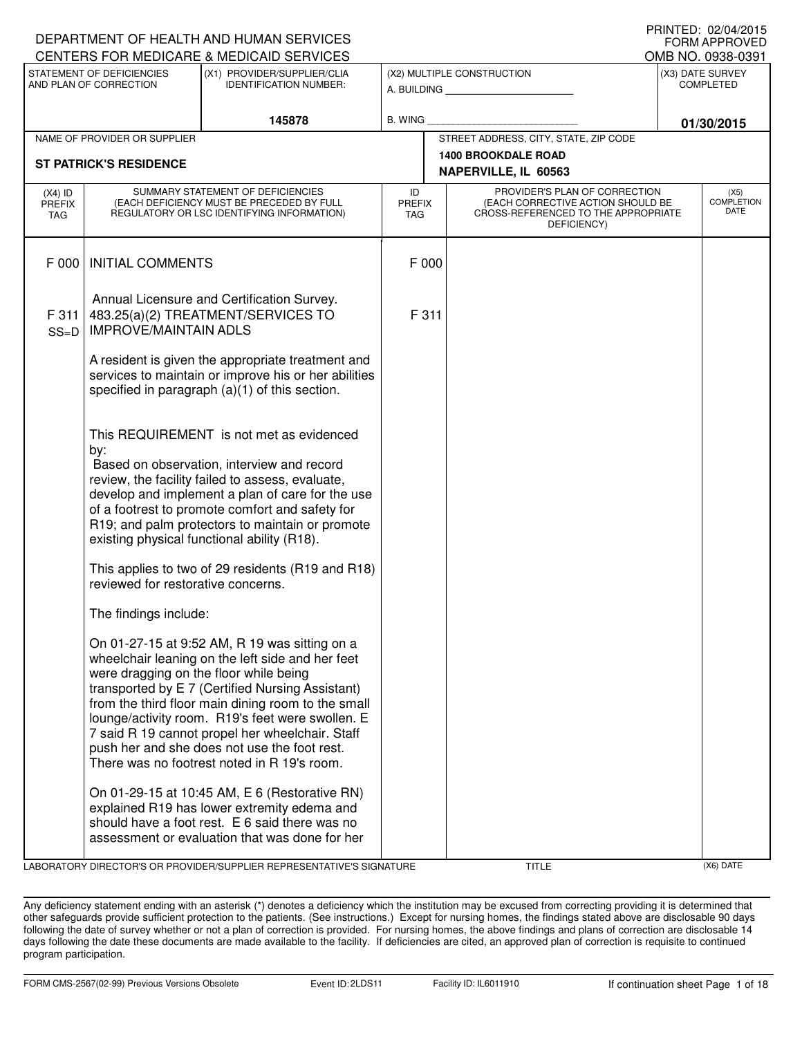DEPARTMENT OF HEALTH AND HUMAN SERVICES
CENTERS FOR MEDICARE & MEDICAID SERVICES

PRINTED: 02/04/2015
FORM APPROVED
OMB NO. 0938-0391

| STATEMENT OF DEFICIENCIES AND PLAN OF CORRECTION | (X1) PROVIDER/SUPPLIER/CLIA IDENTIFICATION NUMBER: | (X2) MULTIPLE CONSTRUCTION | (X3) DATE SURVEY COMPLETED |
|---|---|---|---|
| | 145878 | A. BUILDING ______ B. WING ______ | 01/30/2015 |

| NAME OF PROVIDER OR SUPPLIER | STREET ADDRESS, CITY, STATE, ZIP CODE |
|---|---|
| ST PATRICK'S RESIDENCE | 1400 BROOKDALE ROAD NAPERVILLE, IL 60563 |

| (X4) ID PREFIX TAG | SUMMARY STATEMENT OF DEFICIENCIES (EACH DEFICIENCY MUST BE PRECEDED BY FULL REGULATORY OR LSC IDENTIFYING INFORMATION) | ID PREFIX TAG | PROVIDER'S PLAN OF CORRECTION (EACH CORRECTIVE ACTION SHOULD BE CROSS-REFERENCED TO THE APPROPRIATE DEFICIENCY) | (X5) COMPLETION DATE |
|---|---|---|---|---|
| F 000 | INITIAL COMMENTS | F 000 | | |
| | Annual Licensure and Certification Survey. | | | |
| F 311 SS=D | 483.25(a)(2) TREATMENT/SERVICES TO IMPROVE/MAINTAIN ADLS | F 311 | | |

A resident is given the appropriate treatment and services to maintain or improve his or her abilities specified in paragraph (a)(1) of this section.

This REQUIREMENT is not met as evidenced by:
Based on observation, interview and record review, the facility failed to assess, evaluate, develop and implement a plan of care for the use of a footrest to promote comfort and safety for R19; and palm protectors to maintain or promote existing physical functional ability (R18).

This applies to two of 29 residents (R19 and R18) reviewed for restorative concerns.

The findings include:

On 01-27-15 at 9:52 AM, R 19 was sitting on a wheelchair leaning on the left side and her feet were dragging on the floor while being transported by E 7 (Certified Nursing Assistant) from the third floor main dining room to the small lounge/activity room. R19's feet were swollen. E 7 said R 19 cannot propel her wheelchair. Staff push her and she does not use the foot rest. There was no footrest noted in R 19's room.

On 01-29-15 at 10:45 AM, E 6 (Restorative RN) explained R19 has lower extremity edema and should have a foot rest. E 6 said there was no assessment or evaluation that was done for her

LABORATORY DIRECTOR'S OR PROVIDER/SUPPLIER REPRESENTATIVE'S SIGNATURE | TITLE | (X6) DATE

Any deficiency statement ending with an asterisk (*) denotes a deficiency which the institution may be excused from correcting providing it is determined that other safeguards provide sufficient protection to the patients. (See instructions.) Except for nursing homes, the findings stated above are disclosable 90 days following the date of survey whether or not a plan of correction is provided. For nursing homes, the above findings and plans of correction are disclosable 14 days following the date these documents are made available to the facility. If deficiencies are cited, an approved plan of correction is requisite to continued program participation.

FORM CMS-2567(02-99) Previous Versions Obsolete | Event ID: 2LDS11 | Facility ID: IL6011910 | If continuation sheet Page 1 of 18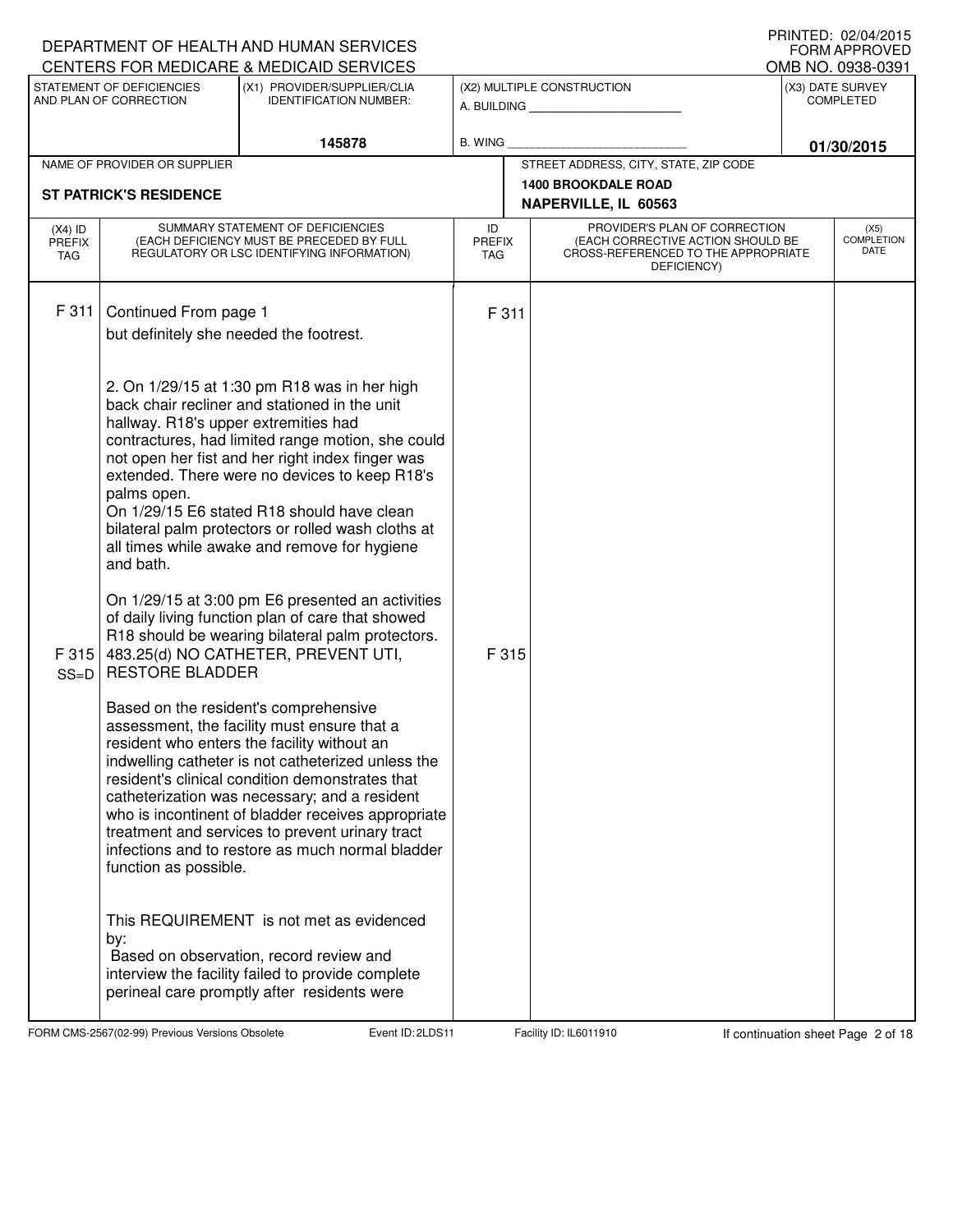DEPARTMENT OF HEALTH AND HUMAN SERVICES
CENTERS FOR MEDICARE & MEDICAID SERVICES

PRINTED: 02/04/2015
FORM APPROVED
OMB NO. 0938-0391

| STATEMENT OF DEFICIENCIES AND PLAN OF CORRECTION | (X1) PROVIDER/SUPPLIER/CLIA IDENTIFICATION NUMBER: | (X2) MULTIPLE CONSTRUCTION | (X3) DATE SURVEY COMPLETED |
|---|---|---|---|
| | 145878 | A. BUILDING ______ B. WING ______ | 01/30/2015 |

| NAME OF PROVIDER OR SUPPLIER | STREET ADDRESS, CITY, STATE, ZIP CODE |
|---|---|
| ST PATRICK'S RESIDENCE | 1400 BROOKDALE ROAD NAPERVILLE, IL 60563 |

| (X4) ID PREFIX TAG | SUMMARY STATEMENT OF DEFICIENCIES (EACH DEFICIENCY MUST BE PRECEDED BY FULL REGULATORY OR LSC IDENTIFYING INFORMATION) | ID PREFIX TAG | PROVIDER'S PLAN OF CORRECTION (EACH CORRECTIVE ACTION SHOULD BE CROSS-REFERENCED TO THE APPROPRIATE DEFICIENCY) | (X5) COMPLETION DATE |
|---|---|---|---|---|
| F 311 | Continued From page 1<br>but definitely she needed the footrest.<br><br>2. On 1/29/15 at 1:30 pm R18 was in her high back chair recliner and stationed in the unit hallway. R18's upper extremities had contractures, had limited range motion, she could not open her fist and her right index finger was extended. There were no devices to keep R18's palms open.<br>On 1/29/15 E6 stated R18 should have clean bilateral palm protectors or rolled wash cloths at all times while awake and remove for hygiene and bath.<br><br>On 1/29/15 at 3:00 pm E6 presented an activities of daily living function plan of care that showed R18 should be wearing bilateral palm protectors. | F 311 | | |
| F 315 SS=D | 483.25(d) NO CATHETER, PREVENT UTI, RESTORE BLADDER<br><br>Based on the resident's comprehensive assessment, the facility must ensure that a resident who enters the facility without an indwelling catheter is not catheterized unless the resident's clinical condition demonstrates that catheterization was necessary; and a resident who is incontinent of bladder receives appropriate treatment and services to prevent urinary tract infections and to restore as much normal bladder function as possible.<br><br>This REQUIREMENT is not met as evidenced by:<br>Based on observation, record review and interview the facility failed to provide complete perineal care promptly after residents were | F 315 | | |

FORM CMS-2567(02-99) Previous Versions Obsolete Event ID: 2LDS11 Facility ID: IL6011910 If continuation sheet Page 2 of 18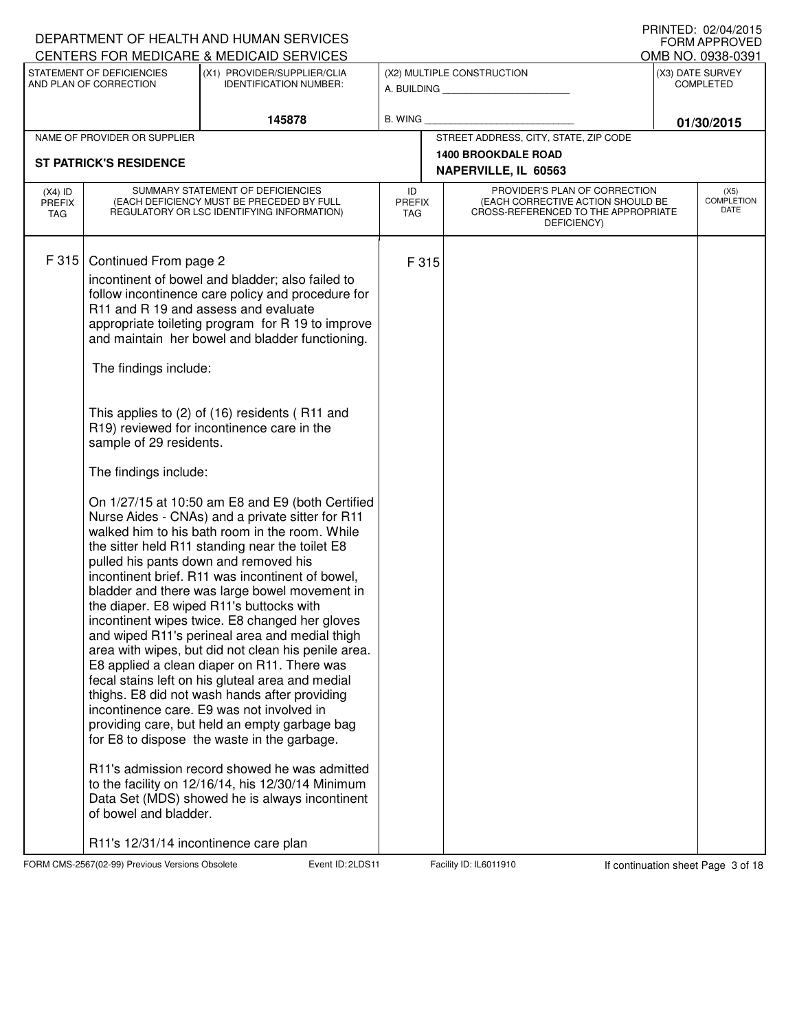DEPARTMENT OF HEALTH AND HUMAN SERVICES
CENTERS FOR MEDICARE & MEDICAID SERVICES

PRINTED: 02/04/2015
FORM APPROVED
OMB NO. 0938-0391

| STATEMENT OF DEFICIENCIES AND PLAN OF CORRECTION | (X1) PROVIDER/SUPPLIER/CLIA IDENTIFICATION NUMBER: | (X2) MULTIPLE CONSTRUCTION | (X3) DATE SURVEY COMPLETED |
|---|---|---|---|
| | 145878 | A. BUILDING ______ B. WING ______ | 01/30/2015 |

| NAME OF PROVIDER OR SUPPLIER | STREET ADDRESS, CITY, STATE, ZIP CODE |
|---|---|
| ST PATRICK'S RESIDENCE | 1400 BROOKDALE ROAD NAPERVILLE, IL 60563 |

| (X4) ID PREFIX TAG | SUMMARY STATEMENT OF DEFICIENCIES (EACH DEFICIENCY MUST BE PRECEDED BY FULL REGULATORY OR LSC IDENTIFYING INFORMATION) | ID PREFIX TAG | PROVIDER'S PLAN OF CORRECTION (EACH CORRECTIVE ACTION SHOULD BE CROSS-REFERENCED TO THE APPROPRIATE DEFICIENCY) | (X5) COMPLETION DATE |
|---|---|---|---|---|
| F 315 | Continued From page 2 | F 315 | | |

incontinent of bowel and bladder; also failed to follow incontinence care policy and procedure for R11 and R 19 and assess and evaluate appropriate toileting program for R 19 to improve and maintain her bowel and bladder functioning.

The findings include:

This applies to (2) of (16) residents ( R11 and R19) reviewed for incontinence care in the sample of 29 residents.

The findings include:

On 1/27/15 at 10:50 am E8 and E9 (both Certified Nurse Aides - CNAs) and a private sitter for R11 walked him to his bath room in the room. While the sitter held R11 standing near the toilet E8 pulled his pants down and removed his incontinent brief. R11 was incontinent of bowel, bladder and there was large bowel movement in the diaper. E8 wiped R11's buttocks with incontinent wipes twice. E8 changed her gloves and wiped R11's perineal area and medial thigh area with wipes, but did not clean his penile area. E8 applied a clean diaper on R11. There was fecal stains left on his gluteal area and medial thighs. E8 did not wash hands after providing incontinence care. E9 was not involved in providing care, but held an empty garbage bag for E8 to dispose the waste in the garbage.

R11's admission record showed he was admitted to the facility on 12/16/14, his 12/30/14 Minimum Data Set (MDS) showed he is always incontinent of bowel and bladder.

R11's 12/31/14 incontinence care plan

FORM CMS-2567(02-99) Previous Versions Obsolete  Event ID: 2LDS11  Facility ID: IL6011910  If continuation sheet Page 3 of 18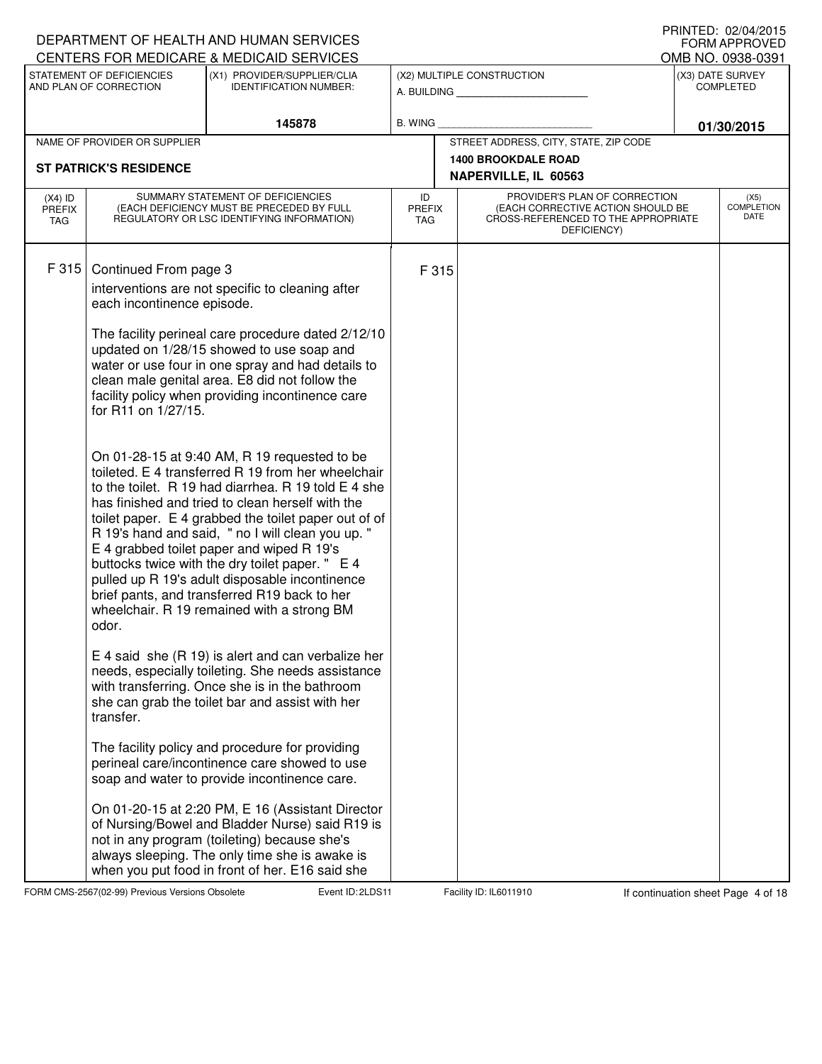DEPARTMENT OF HEALTH AND HUMAN SERVICES
CENTERS FOR MEDICARE & MEDICAID SERVICES

PRINTED: 02/04/2015
FORM APPROVED
OMB NO. 0938-0391

| STATEMENT OF DEFICIENCIES AND PLAN OF CORRECTION | (X1) PROVIDER/SUPPLIER/CLIA IDENTIFICATION NUMBER: | (X2) MULTIPLE CONSTRUCTION | (X3) DATE SURVEY COMPLETED |
|---|---|---|---|
| | 145878 | A. BUILDING ______ B. WING ______ | 01/30/2015 |

| NAME OF PROVIDER OR SUPPLIER | STREET ADDRESS, CITY, STATE, ZIP CODE |
|---|---|
| ST PATRICK'S RESIDENCE | 1400 BROOKDALE ROAD NAPERVILLE, IL 60563 |

| (X4) ID PREFIX TAG | SUMMARY STATEMENT OF DEFICIENCIES (EACH DEFICIENCY MUST BE PRECEDED BY FULL REGULATORY OR LSC IDENTIFYING INFORMATION) | ID PREFIX TAG | PROVIDER'S PLAN OF CORRECTION (EACH CORRECTIVE ACTION SHOULD BE CROSS-REFERENCED TO THE APPROPRIATE DEFICIENCY) | (X5) COMPLETION DATE |
|---|---|---|---|---|
| F 315 | Continued From page 3 | F 315 | | |

interventions are not specific to cleaning after each incontinence episode.

The facility perineal care procedure dated 2/12/10 updated on 1/28/15 showed to use soap and water or use four in one spray and had details to clean male genital area. E8 did not follow the facility policy when providing incontinence care for R11 on 1/27/15.

On 01-28-15 at 9:40 AM, R 19 requested to be toileted. E 4 transferred R 19 from her wheelchair to the toilet. R 19 had diarrhea. R 19 told E 4 she has finished and tried to clean herself with the toilet paper. E 4 grabbed the toilet paper out of of R 19's hand and said, " no I will clean you up. " E 4 grabbed toilet paper and wiped R 19's buttocks twice with the dry toilet paper. " E 4 pulled up R 19's adult disposable incontinence brief pants, and transferred R19 back to her wheelchair. R 19 remained with a strong BM odor.

E 4 said she (R 19) is alert and can verbalize her needs, especially toileting. She needs assistance with transferring. Once she is in the bathroom she can grab the toilet bar and assist with her transfer.

The facility policy and procedure for providing perineal care/incontinence care showed to use soap and water to provide incontinence care.

On 01-20-15 at 2:20 PM, E 16 (Assistant Director of Nursing/Bowel and Bladder Nurse) said R19 is not in any program (toileting) because she's always sleeping. The only time she is awake is when you put food in front of her. E16 said she

FORM CMS-2567(02-99) Previous Versions Obsolete Event ID: 2LDS11 Facility ID: IL6011910 If continuation sheet Page 4 of 18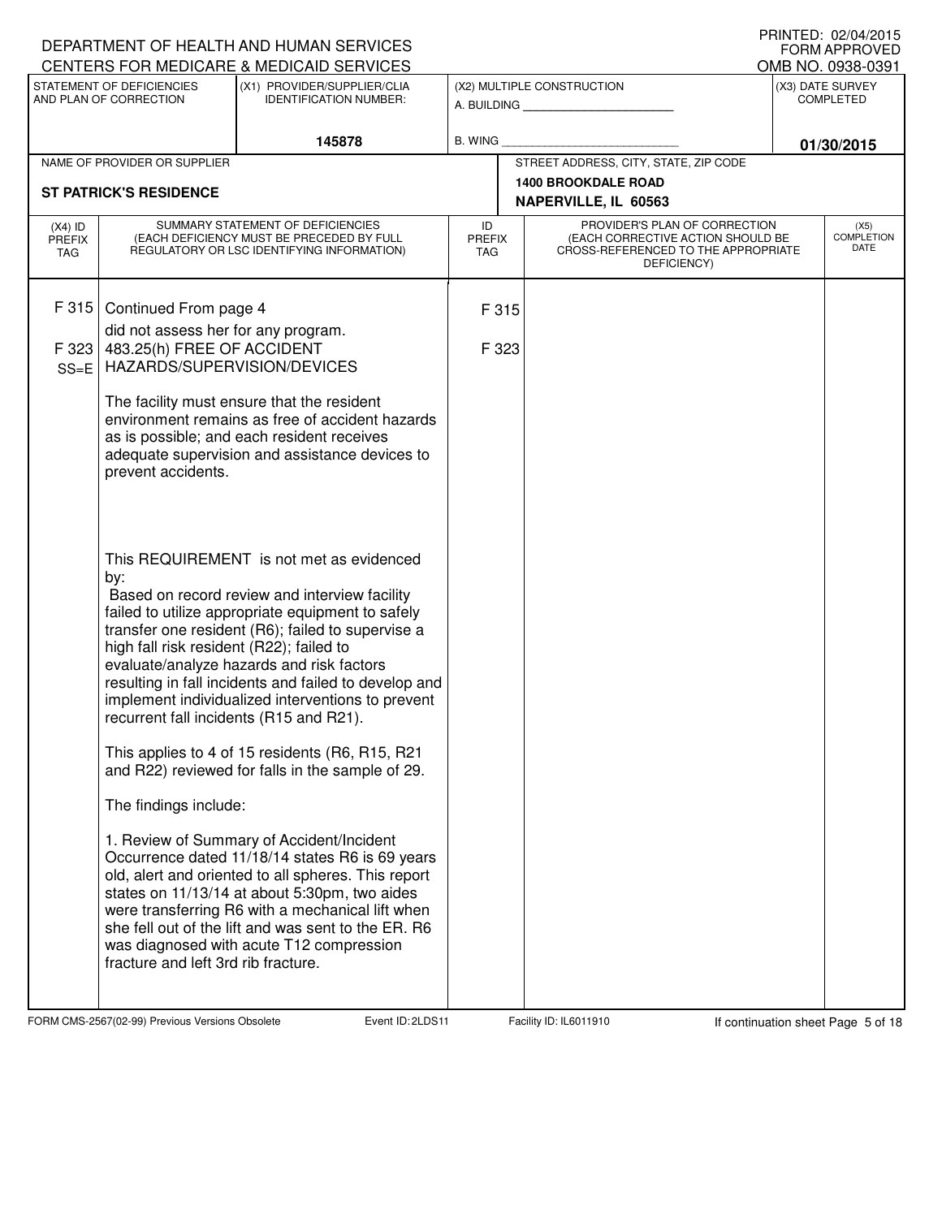DEPARTMENT OF HEALTH AND HUMAN SERVICES
CENTERS FOR MEDICARE & MEDICAID SERVICES

PRINTED: 02/04/2015
FORM APPROVED
OMB NO. 0938-0391

| STATEMENT OF DEFICIENCIES AND PLAN OF CORRECTION | (X1) PROVIDER/SUPPLIER/CLIA IDENTIFICATION NUMBER: | (X2) MULTIPLE CONSTRUCTION | (X3) DATE SURVEY COMPLETED |
|---|---|---|---|
| | 145878 | A. BUILDING ______ B. WING ______ | 01/30/2015 |

| NAME OF PROVIDER OR SUPPLIER | STREET ADDRESS, CITY, STATE, ZIP CODE |
|---|---|
| ST PATRICK'S RESIDENCE | 1400 BROOKDALE ROAD NAPERVILLE, IL 60563 |

| (X4) ID PREFIX TAG | SUMMARY STATEMENT OF DEFICIENCIES (EACH DEFICIENCY MUST BE PRECEDED BY FULL REGULATORY OR LSC IDENTIFYING INFORMATION) | ID PREFIX TAG | PROVIDER'S PLAN OF CORRECTION (EACH CORRECTIVE ACTION SHOULD BE CROSS-REFERENCED TO THE APPROPRIATE DEFICIENCY) | (X5) COMPLETION DATE |
|---|---|---|---|---|
| F 315 | Continued From page 4<br>did not assess her for any program. | F 315 | | |
| F 323 SS=E | 483.25(h) FREE OF ACCIDENT HAZARDS/SUPERVISION/DEVICES<br><br>The facility must ensure that the resident environment remains as free of accident hazards as is possible; and each resident receives adequate supervision and assistance devices to prevent accidents.<br><br>This REQUIREMENT is not met as evidenced by:<br>Based on record review and interview facility failed to utilize appropriate equipment to safely transfer one resident (R6); failed to supervise a high fall risk resident (R22); failed to evaluate/analyze hazards and risk factors resulting in fall incidents and failed to develop and implement individualized interventions to prevent recurrent fall incidents (R15 and R21).<br><br>This applies to 4 of 15 residents (R6, R15, R21 and R22) reviewed for falls in the sample of 29.<br><br>The findings include:<br><br>1. Review of Summary of Accident/Incident Occurrence dated 11/18/14 states R6 is 69 years old, alert and oriented to all spheres. This report states on 11/13/14 at about 5:30pm, two aides were transferring R6 with a mechanical lift when she fell out of the lift and was sent to the ER. R6 was diagnosed with acute T12 compression fracture and left 3rd rib fracture. | F 323 | | |

FORM CMS-2567(02-99) Previous Versions Obsolete Event ID: 2LDS11 Facility ID: IL6011910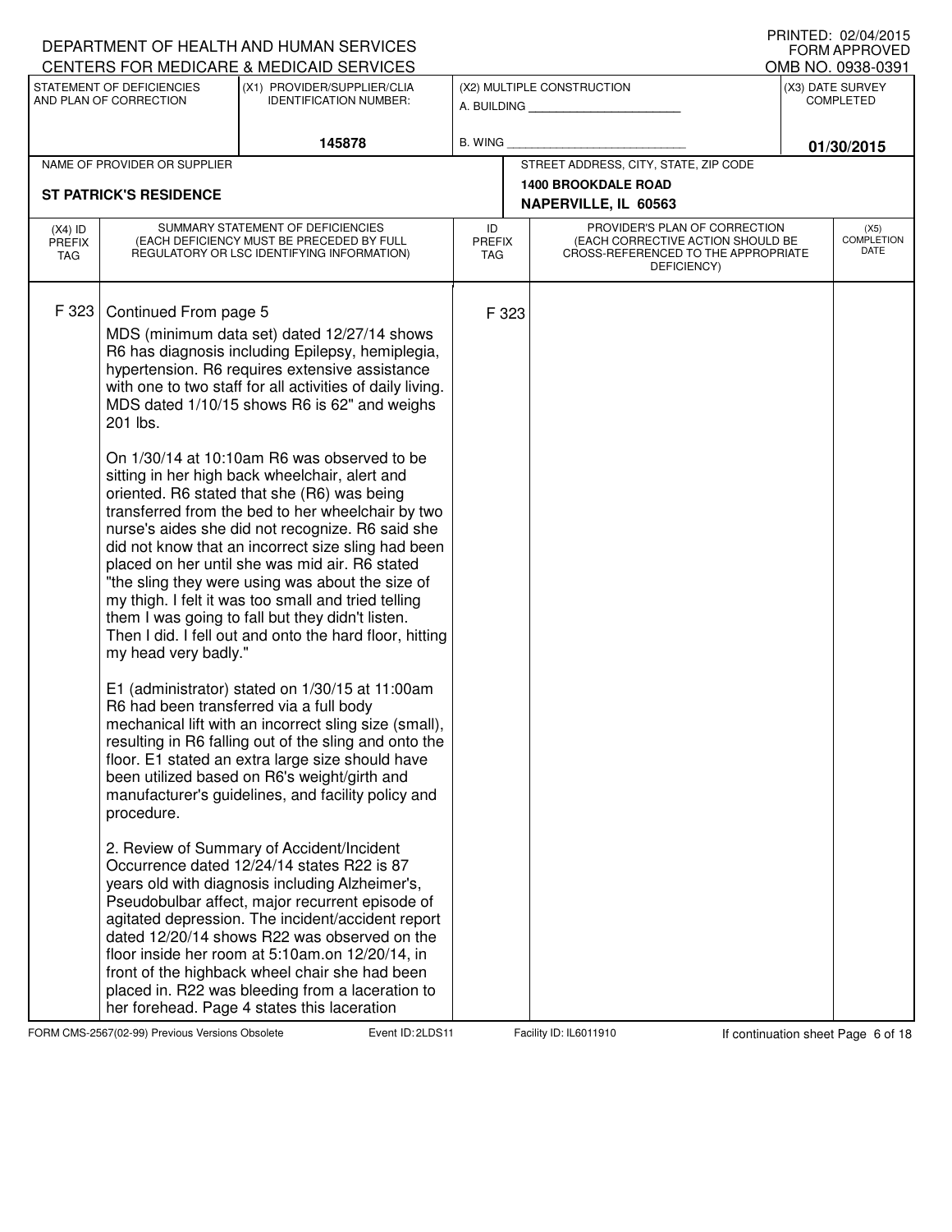DEPARTMENT OF HEALTH AND HUMAN SERVICES
CENTERS FOR MEDICARE & MEDICAID SERVICES

PRINTED: 02/04/2015
FORM APPROVED
OMB NO. 0938-0391

| STATEMENT OF DEFICIENCIES AND PLAN OF CORRECTION | (X1) PROVIDER/SUPPLIER/CLIA IDENTIFICATION NUMBER: | (X2) MULTIPLE CONSTRUCTION | (X3) DATE SURVEY COMPLETED |
|---|---|---|---|
| | 145878 | A. BUILDING ______ B. WING ______ | 01/30/2015 |

| NAME OF PROVIDER OR SUPPLIER | STREET ADDRESS, CITY, STATE, ZIP CODE |
|---|---|
| ST PATRICK'S RESIDENCE | 1400 BROOKDALE ROAD NAPERVILLE, IL 60563 |

| (X4) ID PREFIX TAG | SUMMARY STATEMENT OF DEFICIENCIES (EACH DEFICIENCY MUST BE PRECEDED BY FULL REGULATORY OR LSC IDENTIFYING INFORMATION) | ID PREFIX TAG | PROVIDER'S PLAN OF CORRECTION (EACH CORRECTIVE ACTION SHOULD BE CROSS-REFERENCED TO THE APPROPRIATE DEFICIENCY) | (X5) COMPLETION DATE |
|---|---|---|---|---|
| F 323 | Continued From page 5 | F 323 | | |

MDS (minimum data set) dated 12/27/14 shows R6 has diagnosis including Epilepsy, hemiplegia, hypertension. R6 requires extensive assistance with one to two staff for all activities of daily living. MDS dated 1/10/15 shows R6 is 62" and weighs 201 lbs.

On 1/30/14 at 10:10am R6 was observed to be sitting in her high back wheelchair, alert and oriented. R6 stated that she (R6) was being transferred from the bed to her wheelchair by two nurse's aides she did not recognize. R6 said she did not know that an incorrect size sling had been placed on her until she was mid air. R6 stated "the sling they were using was about the size of my thigh. I felt it was too small and tried telling them I was going to fall but they didn't listen. Then I did. I fell out and onto the hard floor, hitting my head very badly."

E1 (administrator) stated on 1/30/15 at 11:00am R6 had been transferred via a full body mechanical lift with an incorrect sling size (small), resulting in R6 falling out of the sling and onto the floor. E1 stated an extra large size should have been utilized based on R6's weight/girth and manufacturer's guidelines, and facility policy and procedure.

2. Review of Summary of Accident/Incident Occurrence dated 12/24/14 states R22 is 87 years old with diagnosis including Alzheimer's, Pseudobulbar affect, major recurrent episode of agitated depression. The incident/accident report dated 12/20/14 shows R22 was observed on the floor inside her room at 5:10am.on 12/20/14, in front of the highback wheel chair she had been placed in. R22 was bleeding from a laceration to her forehead. Page 4 states this laceration

FORM CMS-2567(02-99) Previous Versions Obsolete Event ID: 2LDS11 Facility ID: IL6011910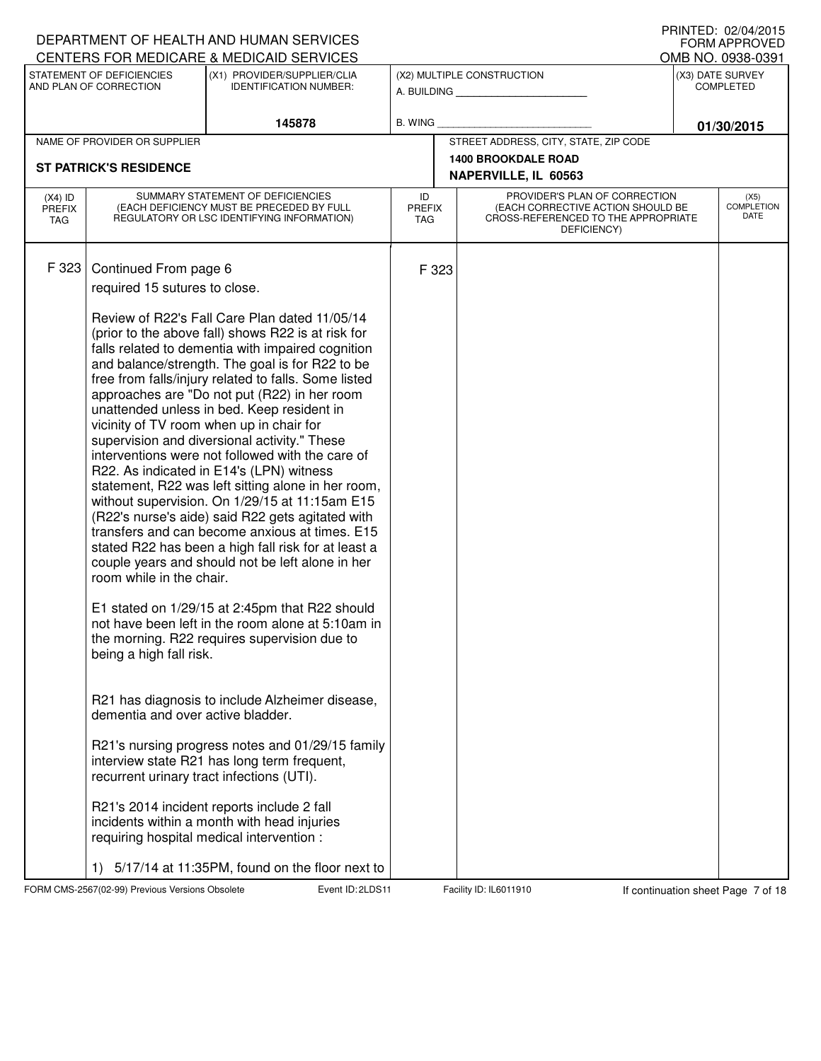DEPARTMENT OF HEALTH AND HUMAN SERVICES
CENTERS FOR MEDICARE & MEDICAID SERVICES

PRINTED: 02/04/2015
FORM APPROVED
OMB NO. 0938-0391

| STATEMENT OF DEFICIENCIES AND PLAN OF CORRECTION | (X1) PROVIDER/SUPPLIER/CLIA IDENTIFICATION NUMBER: | (X2) MULTIPLE CONSTRUCTION | (X3) DATE SURVEY COMPLETED |
|---|---|---|---|
| | 145878 | A. BUILDING ___ B. WING ___ | 01/30/2015 |

| NAME OF PROVIDER OR SUPPLIER | STREET ADDRESS, CITY, STATE, ZIP CODE |
|---|---|
| ST PATRICK'S RESIDENCE | 1400 BROOKDALE ROAD NAPERVILLE, IL 60563 |

| (X4) ID PREFIX TAG | SUMMARY STATEMENT OF DEFICIENCIES (EACH DEFICIENCY MUST BE PRECEDED BY FULL REGULATORY OR LSC IDENTIFYING INFORMATION) | ID PREFIX TAG | PROVIDER'S PLAN OF CORRECTION (EACH CORRECTIVE ACTION SHOULD BE CROSS-REFERENCED TO THE APPROPRIATE DEFICIENCY) | (X5) COMPLETION DATE |
|---|---|---|---|---|
| F 323 | Continued From page 6 | F 323 | | |

required 15 sutures to close.

Review of R22's Fall Care Plan dated 11/05/14 (prior to the above fall) shows R22 is at risk for falls related to dementia with impaired cognition and balance/strength. The goal is for R22 to be free from falls/injury related to falls. Some listed approaches are "Do not put (R22) in her room unattended unless in bed. Keep resident in vicinity of TV room when up in chair for supervision and diversional activity." These interventions were not followed with the care of R22. As indicated in E14's (LPN) witness statement, R22 was left sitting alone in her room, without supervision. On 1/29/15 at 11:15am E15 (R22's nurse's aide) said R22 gets agitated with transfers and can become anxious at times. E15 stated R22 has been a high fall risk for at least a couple years and should not be left alone in her room while in the chair.

E1 stated on 1/29/15 at 2:45pm that R22 should not have been left in the room alone at 5:10am in the morning. R22 requires supervision due to being a high fall risk.

R21 has diagnosis to include Alzheimer disease, dementia and over active bladder.

R21's nursing progress notes and 01/29/15 family interview state R21 has long term frequent, recurrent urinary tract infections (UTI).

R21's 2014 incident reports include 2 fall incidents within a month with head injuries requiring hospital medical intervention :

1) 5/17/14 at 11:35PM, found on the floor next to

FORM CMS-2567(02-99) Previous Versions Obsolete Event ID: 2LDS11 Facility ID: IL6011910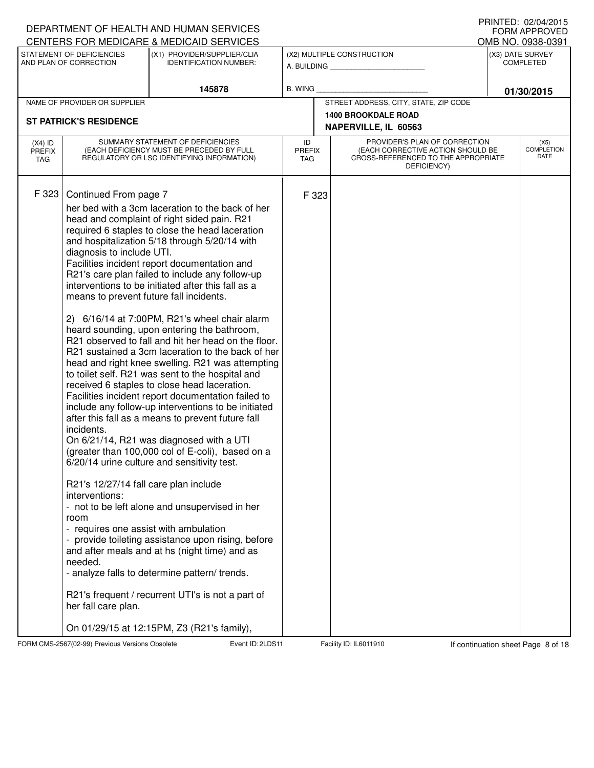DEPARTMENT OF HEALTH AND HUMAN SERVICES
CENTERS FOR MEDICARE & MEDICAID SERVICES

PRINTED: 02/04/2015
FORM APPROVED
OMB NO. 0938-0391

| STATEMENT OF DEFICIENCIES AND PLAN OF CORRECTION | (X1) PROVIDER/SUPPLIER/CLIA IDENTIFICATION NUMBER: | (X2) MULTIPLE CONSTRUCTION | (X3) DATE SURVEY COMPLETED |
|---|---|---|---|
| | 145878 | A. BUILDING ______ B. WING ______ | 01/30/2015 |

| NAME OF PROVIDER OR SUPPLIER | STREET ADDRESS, CITY, STATE, ZIP CODE |
|---|---|
| ST PATRICK'S RESIDENCE | 1400 BROOKDALE ROAD NAPERVILLE, IL 60563 |

| (X4) ID PREFIX TAG | SUMMARY STATEMENT OF DEFICIENCIES (EACH DEFICIENCY MUST BE PRECEDED BY FULL REGULATORY OR LSC IDENTIFYING INFORMATION) | ID PREFIX TAG | PROVIDER'S PLAN OF CORRECTION (EACH CORRECTIVE ACTION SHOULD BE CROSS-REFERENCED TO THE APPROPRIATE DEFICIENCY) | (X5) COMPLETION DATE |
|---|---|---|---|---|
| F 323 | Continued From page 7 | F 323 | | |

her bed with a 3cm laceration to the back of her head and complaint of right sided pain. R21 required 6 staples to close the head laceration and hospitalization 5/18 through 5/20/14 with diagnosis to include UTI.
Facilities incident report documentation and R21's care plan failed to include any follow-up interventions to be initiated after this fall as a means to prevent future fall incidents.

2) 6/16/14 at 7:00PM, R21's wheel chair alarm heard sounding, upon entering the bathroom, R21 observed to fall and hit her head on the floor. R21 sustained a 3cm laceration to the back of her head and right knee swelling. R21 was attempting to toilet self. R21 was sent to the hospital and received 6 staples to close head laceration. Facilities incident report documentation failed to include any follow-up interventions to be initiated after this fall as a means to prevent future fall incidents.
On 6/21/14, R21 was diagnosed with a UTI (greater than 100,000 col of E-coli), based on a 6/20/14 urine culture and sensitivity test.

R21's 12/27/14 fall care plan include interventions:
- not to be left alone and unsupervised in her room
- requires one assist with ambulation
- provide toileting assistance upon rising, before and after meals and at hs (night time) and as needed.
- analyze falls to determine pattern/ trends.

R21's frequent / recurrent UTI's is not a part of her fall care plan.

On 01/29/15 at 12:15PM, Z3 (R21's family),

FORM CMS-2567(02-99) Previous Versions Obsolete Event ID: 2LDS11 Facility ID: IL6011910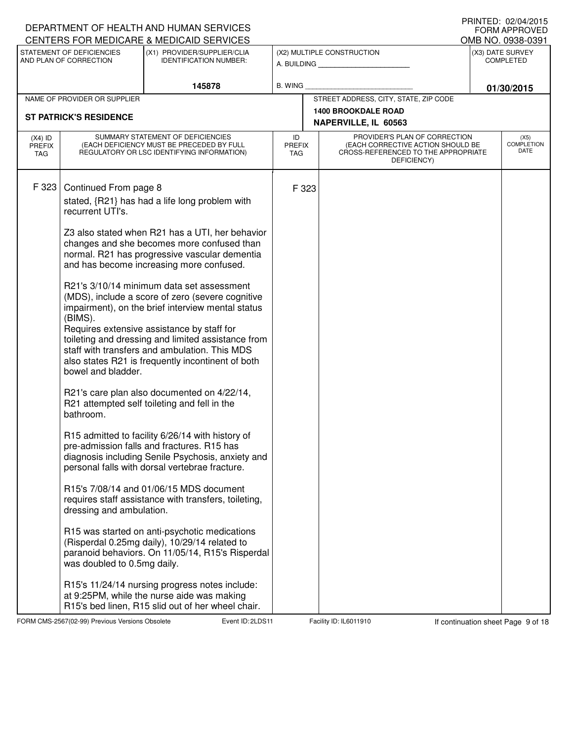DEPARTMENT OF HEALTH AND HUMAN SERVICES
CENTERS FOR MEDICARE & MEDICAID SERVICES

PRINTED: 02/04/2015
FORM APPROVED
OMB NO. 0938-0391

| STATEMENT OF DEFICIENCIES AND PLAN OF CORRECTION | (X1) PROVIDER/SUPPLIER/CLIA IDENTIFICATION NUMBER: | (X2) MULTIPLE CONSTRUCTION | (X3) DATE SURVEY COMPLETED |
|---|---|---|---|
| | 145878 | A. BUILDING ___ B. WING ___ | 01/30/2015 |

| NAME OF PROVIDER OR SUPPLIER | STREET ADDRESS, CITY, STATE, ZIP CODE |
|---|---|
| ST PATRICK'S RESIDENCE | 1400 BROOKDALE ROAD NAPERVILLE, IL 60563 |

| (X4) ID PREFIX TAG | SUMMARY STATEMENT OF DEFICIENCIES (EACH DEFICIENCY MUST BE PRECEDED BY FULL REGULATORY OR LSC IDENTIFYING INFORMATION) | ID PREFIX TAG | PROVIDER'S PLAN OF CORRECTION (EACH CORRECTIVE ACTION SHOULD BE CROSS-REFERENCED TO THE APPROPRIATE DEFICIENCY) | (X5) COMPLETION DATE |
|---|---|---|---|---|
| F 323 | Continued From page 8<br>stated, {R21} has had a life long problem with recurrent UTI's.<br><br>Z3 also stated when R21 has a UTI, her behavior changes and she becomes more confused than normal. R21 has progressive vascular dementia and has become increasing more confused.<br><br>R21's 3/10/14 minimum data set assessment (MDS), include a score of zero (severe cognitive impairment), on the brief interview mental status (BIMS).<br>Requires extensive assistance by staff for toileting and dressing and limited assistance from staff with transfers and ambulation. This MDS also states R21 is frequently incontinent of both bowel and bladder.<br><br>R21's care plan also documented on 4/22/14, R21 attempted self toileting and fell in the bathroom.<br><br>R15 admitted to facility 6/26/14 with history of pre-admission falls and fractures. R15 has diagnosis including Senile Psychosis, anxiety and personal falls with dorsal vertebrae fracture.<br><br>R15's 7/08/14 and 01/06/15 MDS document requires staff assistance with transfers, toileting, dressing and ambulation.<br><br>R15 was started on anti-psychotic medications (Risperdal 0.25mg daily), 10/29/14 related to paranoid behaviors. On 11/05/14, R15's Risperdal was doubled to 0.5mg daily.<br><br>R15's 11/24/14 nursing progress notes include: at 9:25PM, while the nurse aide was making R15's bed linen, R15 slid out of her wheel chair. | F 323 | | |

FORM CMS-2567(02-99) Previous Versions Obsolete | Event ID: 2LDS11 | Facility ID: IL6011910 | If continuation sheet Page 9 of 18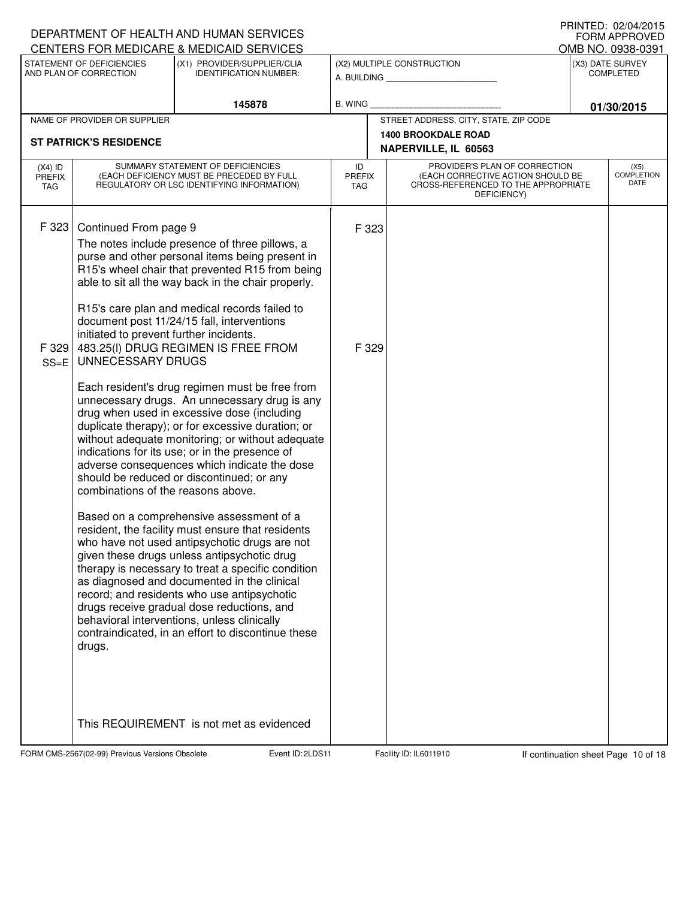DEPARTMENT OF HEALTH AND HUMAN SERVICES
CENTERS FOR MEDICARE & MEDICAID SERVICES

PRINTED: 02/04/2015
FORM APPROVED
OMB NO. 0938-0391

| STATEMENT OF DEFICIENCIES AND PLAN OF CORRECTION | (X1) PROVIDER/SUPPLIER/CLIA IDENTIFICATION NUMBER: | (X2) MULTIPLE CONSTRUCTION | (X3) DATE SURVEY COMPLETED |
|---|---|---|---|
| | 145878 | A. BUILDING ______ B. WING ______ | 01/30/2015 |

| NAME OF PROVIDER OR SUPPLIER | STREET ADDRESS, CITY, STATE, ZIP CODE |
|---|---|
| ST PATRICK'S RESIDENCE | 1400 BROOKDALE ROAD NAPERVILLE, IL 60563 |

| (X4) ID PREFIX TAG | SUMMARY STATEMENT OF DEFICIENCIES (EACH DEFICIENCY MUST BE PRECEDED BY FULL REGULATORY OR LSC IDENTIFYING INFORMATION) | ID PREFIX TAG | PROVIDER'S PLAN OF CORRECTION (EACH CORRECTIVE ACTION SHOULD BE CROSS-REFERENCED TO THE APPROPRIATE DEFICIENCY) | (X5) COMPLETION DATE |
|---|---|---|---|---|
| F 323 | Continued From page 9<br>The notes include presence of three pillows, a purse and other personal items being present in R15's wheel chair that prevented R15 from being able to sit all the way back in the chair properly.<br><br>R15's care plan and medical records failed to document post 11/24/15 fall, interventions initiated to prevent further incidents. | F 323 | | |
| F 329 SS=E | 483.25(l) DRUG REGIMEN IS FREE FROM UNNECESSARY DRUGS<br><br>Each resident's drug regimen must be free from unnecessary drugs. An unnecessary drug is any drug when used in excessive dose (including duplicate therapy); or for excessive duration; or without adequate monitoring; or without adequate indications for its use; or in the presence of adverse consequences which indicate the dose should be reduced or discontinued; or any combinations of the reasons above.<br><br>Based on a comprehensive assessment of a resident, the facility must ensure that residents who have not used antipsychotic drugs are not given these drugs unless antipsychotic drug therapy is necessary to treat a specific condition as diagnosed and documented in the clinical record; and residents who use antipsychotic drugs receive gradual dose reductions, and behavioral interventions, unless clinically contraindicated, in an effort to discontinue these drugs.<br><br>This REQUIREMENT is not met as evidenced | F 329 | | |

FORM CMS-2567(02-99) Previous Versions Obsolete Event ID: 2LDS11 Facility ID: IL6011910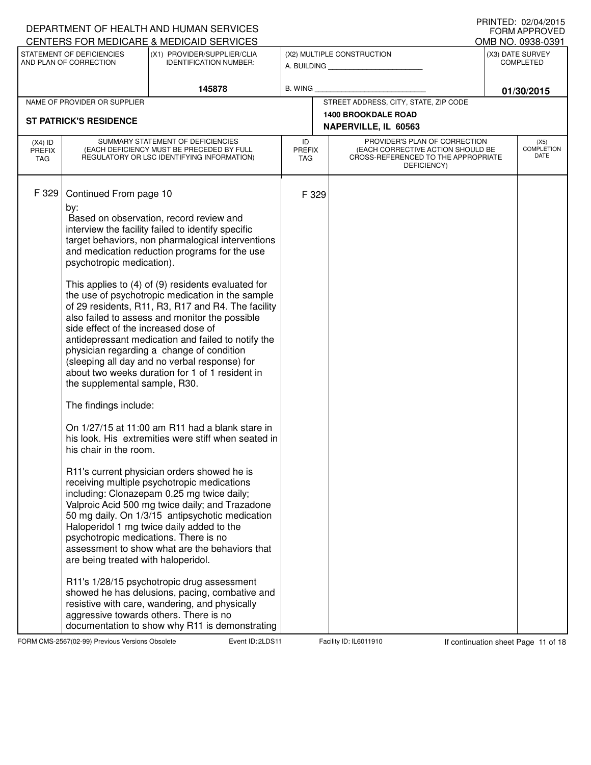DEPARTMENT OF HEALTH AND HUMAN SERVICES
CENTERS FOR MEDICARE & MEDICAID SERVICES

PRINTED: 02/04/2015
FORM APPROVED
OMB NO. 0938-0391

| STATEMENT OF DEFICIENCIES AND PLAN OF CORRECTION | (X1) PROVIDER/SUPPLIER/CLIA IDENTIFICATION NUMBER: | (X2) MULTIPLE CONSTRUCTION | (X3) DATE SURVEY COMPLETED |
|---|---|---|---|
| | 145878 | A. BUILDING ______ B. WING ______ | 01/30/2015 |

| NAME OF PROVIDER OR SUPPLIER | STREET ADDRESS, CITY, STATE, ZIP CODE |
|---|---|
| ST PATRICK'S RESIDENCE | 1400 BROOKDALE ROAD NAPERVILLE, IL 60563 |

| (X4) ID PREFIX TAG | SUMMARY STATEMENT OF DEFICIENCIES (EACH DEFICIENCY MUST BE PRECEDED BY FULL REGULATORY OR LSC IDENTIFYING INFORMATION) | ID PREFIX TAG | PROVIDER'S PLAN OF CORRECTION (EACH CORRECTIVE ACTION SHOULD BE CROSS-REFERENCED TO THE APPROPRIATE DEFICIENCY) | (X5) COMPLETION DATE |
|---|---|---|---|---|
| F 329 | Continued From page 10 | F 329 | | |

by:
Based on observation, record review and interview the facility failed to identify specific target behaviors, non pharmalogical interventions and medication reduction programs for the use psychotropic medication).

This applies to (4) of (9) residents evaluated for the use of psychotropic medication in the sample of 29 residents, R11, R3, R17 and R4. The facility also failed to assess and monitor the possible side effect of the increased dose of antidepressant medication and failed to notify the physician regarding a change of condition (sleeping all day and no verbal response) for about two weeks duration for 1 of 1 resident in the supplemental sample, R30.

The findings include:

On 1/27/15 at 11:00 am R11 had a blank stare in his look. His extremities were stiff when seated in his chair in the room.

R11's current physician orders showed he is receiving multiple psychotropic medications including: Clonazepam 0.25 mg twice daily; Valproic Acid 500 mg twice daily; and Trazadone 50 mg daily. On 1/3/15 antipsychotic medication Haloperidol 1 mg twice daily added to the psychotropic medications. There is no assessment to show what are the behaviors that are being treated with haloperidol.

R11's 1/28/15 psychotropic drug assessment showed he has delusions, pacing, combative and resistive with care, wandering, and physically aggressive towards others. There is no documentation to show why R11 is demonstrating

FORM CMS-2567(02-99) Previous Versions Obsolete | Event ID: 2LDS11 | Facility ID: IL6011910 | If continuation sheet Page 11 of 18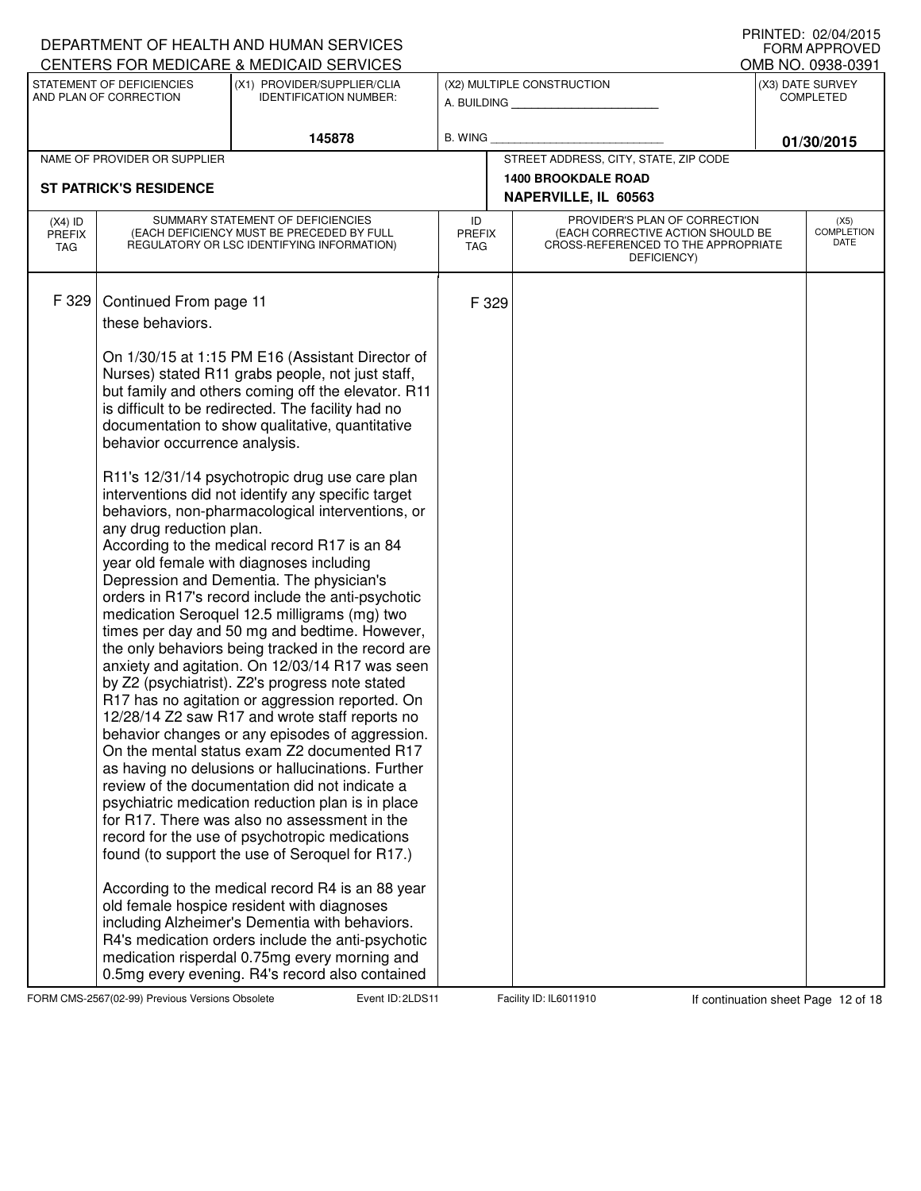DEPARTMENT OF HEALTH AND HUMAN SERVICES
CENTERS FOR MEDICARE & MEDICAID SERVICES

PRINTED: 02/04/2015
FORM APPROVED
OMB NO. 0938-0391

| STATEMENT OF DEFICIENCIES AND PLAN OF CORRECTION | (X1) PROVIDER/SUPPLIER/CLIA IDENTIFICATION NUMBER: | (X2) MULTIPLE CONSTRUCTION | (X3) DATE SURVEY COMPLETED |
|---|---|---|---|
| | 145878 | A. BUILDING ___ B. WING ___ | 01/30/2015 |

| NAME OF PROVIDER OR SUPPLIER | STREET ADDRESS, CITY, STATE, ZIP CODE |
|---|---|
| ST PATRICK'S RESIDENCE | 1400 BROOKDALE ROAD NAPERVILLE, IL 60563 |

| (X4) ID PREFIX TAG | SUMMARY STATEMENT OF DEFICIENCIES (EACH DEFICIENCY MUST BE PRECEDED BY FULL REGULATORY OR LSC IDENTIFYING INFORMATION) | ID PREFIX TAG | PROVIDER'S PLAN OF CORRECTION (EACH CORRECTIVE ACTION SHOULD BE CROSS-REFERENCED TO THE APPROPRIATE DEFICIENCY) | (X5) COMPLETION DATE |
|---|---|---|---|---|
| F 329 | Continued From page 11<br>these behaviors.<br><br>On 1/30/15 at 1:15 PM E16 (Assistant Director of Nurses) stated R11 grabs people, not just staff, but family and others coming off the elevator. R11 is difficult to be redirected. The facility had no documentation to show qualitative, quantitative behavior occurrence analysis.<br><br>R11's 12/31/14 psychotropic drug use care plan interventions did not identify any specific target behaviors, non-pharmacological interventions, or any drug reduction plan.<br>According to the medical record R17 is an 84 year old female with diagnoses including Depression and Dementia. The physician's orders in R17's record include the anti-psychotic medication Seroquel 12.5 milligrams (mg) two times per day and 50 mg and bedtime. However, the only behaviors being tracked in the record are anxiety and agitation. On 12/03/14 R17 was seen by Z2 (psychiatrist). Z2's progress note stated R17 has no agitation or aggression reported. On 12/28/14 Z2 saw R17 and wrote staff reports no behavior changes or any episodes of aggression. On the mental status exam Z2 documented R17 as having no delusions or hallucinations. Further review of the documentation did not indicate a psychiatric medication reduction plan is in place for R17. There was also no assessment in the record for the use of psychotropic medications found (to support the use of Seroquel for R17.)<br><br>According to the medical record R4 is an 88 year old female hospice resident with diagnoses including Alzheimer's Dementia with behaviors. R4's medication orders include the anti-psychotic medication risperdal 0.75mg every morning and 0.5mg every evening. R4's record also contained | F 329 | | |

FORM CMS-2567(02-99) Previous Versions Obsolete Event ID: 2LDS11 Facility ID: IL6011910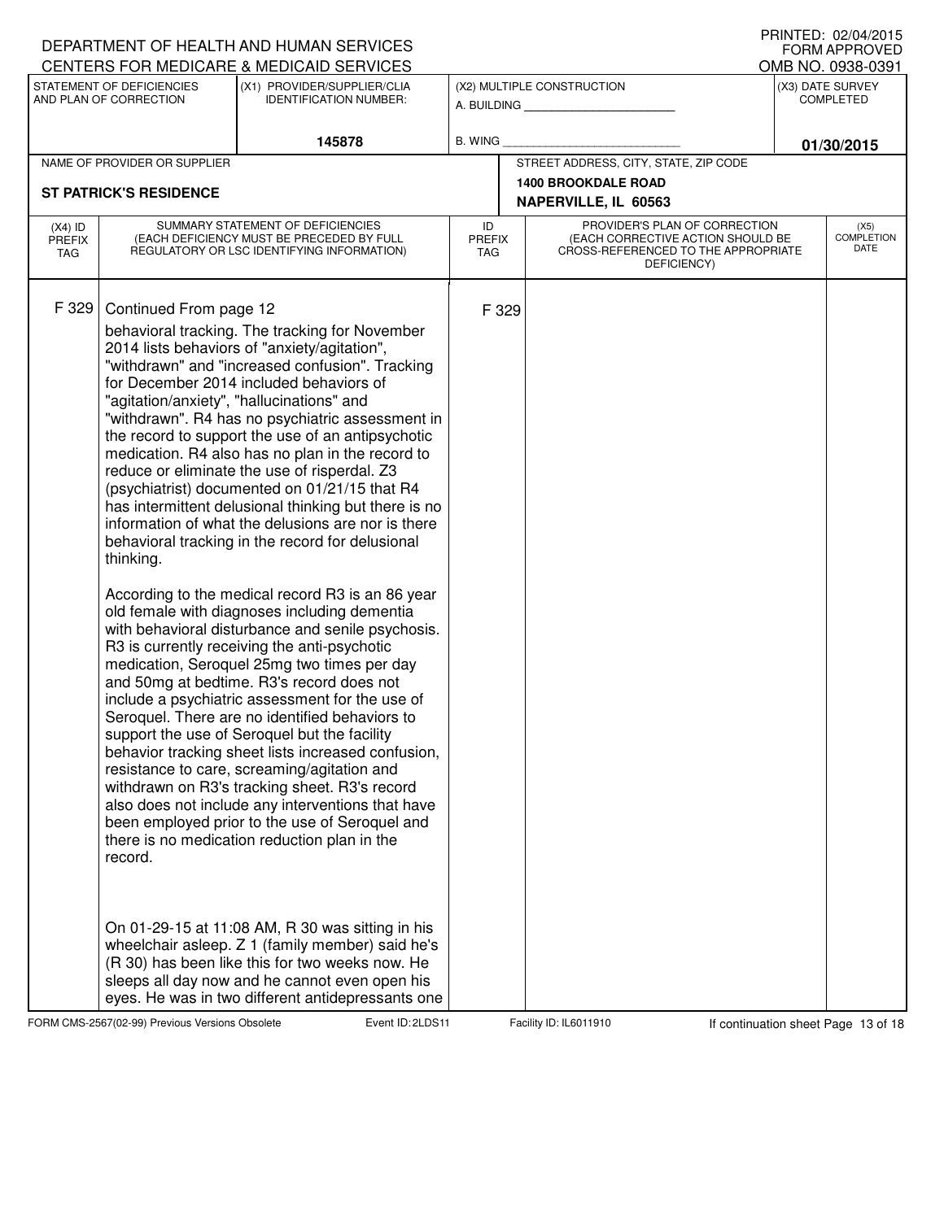DEPARTMENT OF HEALTH AND HUMAN SERVICES
CENTERS FOR MEDICARE & MEDICAID SERVICES

PRINTED: 02/04/2015
FORM APPROVED
OMB NO. 0938-0391

| STATEMENT OF DEFICIENCIES AND PLAN OF CORRECTION | (X1) PROVIDER/SUPPLIER/CLIA IDENTIFICATION NUMBER: | (X2) MULTIPLE CONSTRUCTION | (X3) DATE SURVEY COMPLETED |
|---|---|---|---|
| | 145878 | A. BUILDING ______ B. WING ______ | 01/30/2015 |

| NAME OF PROVIDER OR SUPPLIER | STREET ADDRESS, CITY, STATE, ZIP CODE |
|---|---|
| ST PATRICK'S RESIDENCE | 1400 BROOKDALE ROAD NAPERVILLE, IL 60563 |

| (X4) ID PREFIX TAG | SUMMARY STATEMENT OF DEFICIENCIES (EACH DEFICIENCY MUST BE PRECEDED BY FULL REGULATORY OR LSC IDENTIFYING INFORMATION) | ID PREFIX TAG | PROVIDER'S PLAN OF CORRECTION (EACH CORRECTIVE ACTION SHOULD BE CROSS-REFERENCED TO THE APPROPRIATE DEFICIENCY) | (X5) COMPLETION DATE |
|---|---|---|---|---|
| F 329 | Continued From page 12<br>behavioral tracking. The tracking for November 2014 lists behaviors of "anxiety/agitation", "withdrawn" and "increased confusion". Tracking for December 2014 included behaviors of "agitation/anxiety", "hallucinations" and "withdrawn". R4 has no psychiatric assessment in the record to support the use of an antipsychotic medication. R4 also has no plan in the record to reduce or eliminate the use of risperdal. Z3 (psychiatrist) documented on 01/21/15 that R4 has intermittent delusional thinking but there is no information of what the delusions are nor is there behavioral tracking in the record for delusional thinking.<br><br>According to the medical record R3 is an 86 year old female with diagnoses including dementia with behavioral disturbance and senile psychosis. R3 is currently receiving the anti-psychotic medication, Seroquel 25mg two times per day and 50mg at bedtime. R3's record does not include a psychiatric assessment for the use of Seroquel. There are no identified behaviors to support the use of Seroquel but the facility behavior tracking sheet lists increased confusion, resistance to care, screaming/agitation and withdrawn on R3's tracking sheet. R3's record also does not include any interventions that have been employed prior to the use of Seroquel and there is no medication reduction plan in the record.<br><br>On 01-29-15 at 11:08 AM, R 30 was sitting in his wheelchair asleep. Z 1 (family member) said he's (R 30) has been like this for two weeks now. He sleeps all day now and he cannot even open his eyes. He was in two different antidepressants one | F 329 | | |

FORM CMS-2567(02-99) Previous Versions Obsolete Event ID: 2LDS11 Facility ID: IL6011910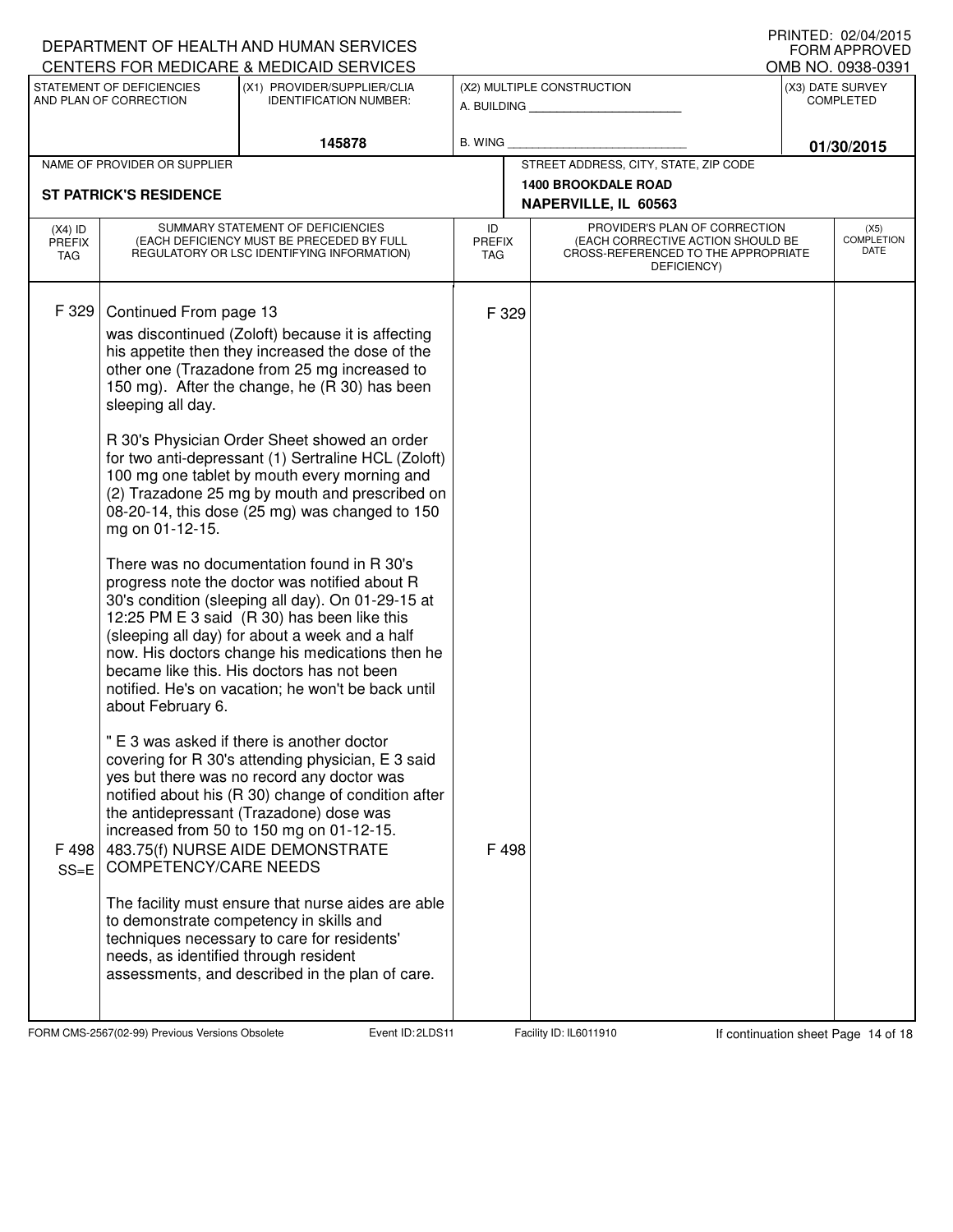DEPARTMENT OF HEALTH AND HUMAN SERVICES
CENTERS FOR MEDICARE & MEDICAID SERVICES

PRINTED: 02/04/2015
FORM APPROVED
OMB NO. 0938-0391

| STATEMENT OF DEFICIENCIES AND PLAN OF CORRECTION | (X1) PROVIDER/SUPPLIER/CLIA IDENTIFICATION NUMBER: | (X2) MULTIPLE CONSTRUCTION | (X3) DATE SURVEY COMPLETED |
|---|---|---|---|
| | 145878 | A. BUILDING ___ B. WING ___ | 01/30/2015 |

| NAME OF PROVIDER OR SUPPLIER | STREET ADDRESS, CITY, STATE, ZIP CODE |
|---|---|
| ST PATRICK'S RESIDENCE | 1400 BROOKDALE ROAD NAPERVILLE, IL 60563 |

| (X4) ID PREFIX TAG | SUMMARY STATEMENT OF DEFICIENCIES (EACH DEFICIENCY MUST BE PRECEDED BY FULL REGULATORY OR LSC IDENTIFYING INFORMATION) | ID PREFIX TAG | PROVIDER'S PLAN OF CORRECTION (EACH CORRECTIVE ACTION SHOULD BE CROSS-REFERENCED TO THE APPROPRIATE DEFICIENCY) | (X5) COMPLETION DATE |
|---|---|---|---|---|
| F 329 | Continued From page 13<br>was discontinued (Zoloft) because it is affecting his appetite then they increased the dose of the other one (Trazadone from 25 mg increased to 150 mg). After the change, he (R 30) has been sleeping all day.<br><br>R 30's Physician Order Sheet showed an order for two anti-depressant (1) Sertraline HCL (Zoloft) 100 mg one tablet by mouth every morning and (2) Trazadone 25 mg by mouth and prescribed on 08-20-14, this dose (25 mg) was changed to 150 mg on 01-12-15.<br><br>There was no documentation found in R 30's progress note the doctor was notified about R 30's condition (sleeping all day). On 01-29-15 at 12:25 PM E 3 said (R 30) has been like this (sleeping all day) for about a week and a half now. His doctors change his medications then he became like this. His doctors has not been notified. He's on vacation; he won't be back until about February 6.<br><br>" E 3 was asked if there is another doctor covering for R 30's attending physician, E 3 said yes but there was no record any doctor was notified about his (R 30) change of condition after the antidepressant (Trazadone) dose was increased from 50 to 150 mg on 01-12-15. | F 329 | | |
| F 498 SS=E | 483.75(f) NURSE AIDE DEMONSTRATE COMPETENCY/CARE NEEDS<br><br>The facility must ensure that nurse aides are able to demonstrate competency in skills and techniques necessary to care for residents' needs, as identified through resident assessments, and described in the plan of care. | F 498 | | |

FORM CMS-2567(02-99) Previous Versions Obsolete | Event ID: 2LDS11 | Facility ID: IL6011910 | If continuation sheet Page 14 of 18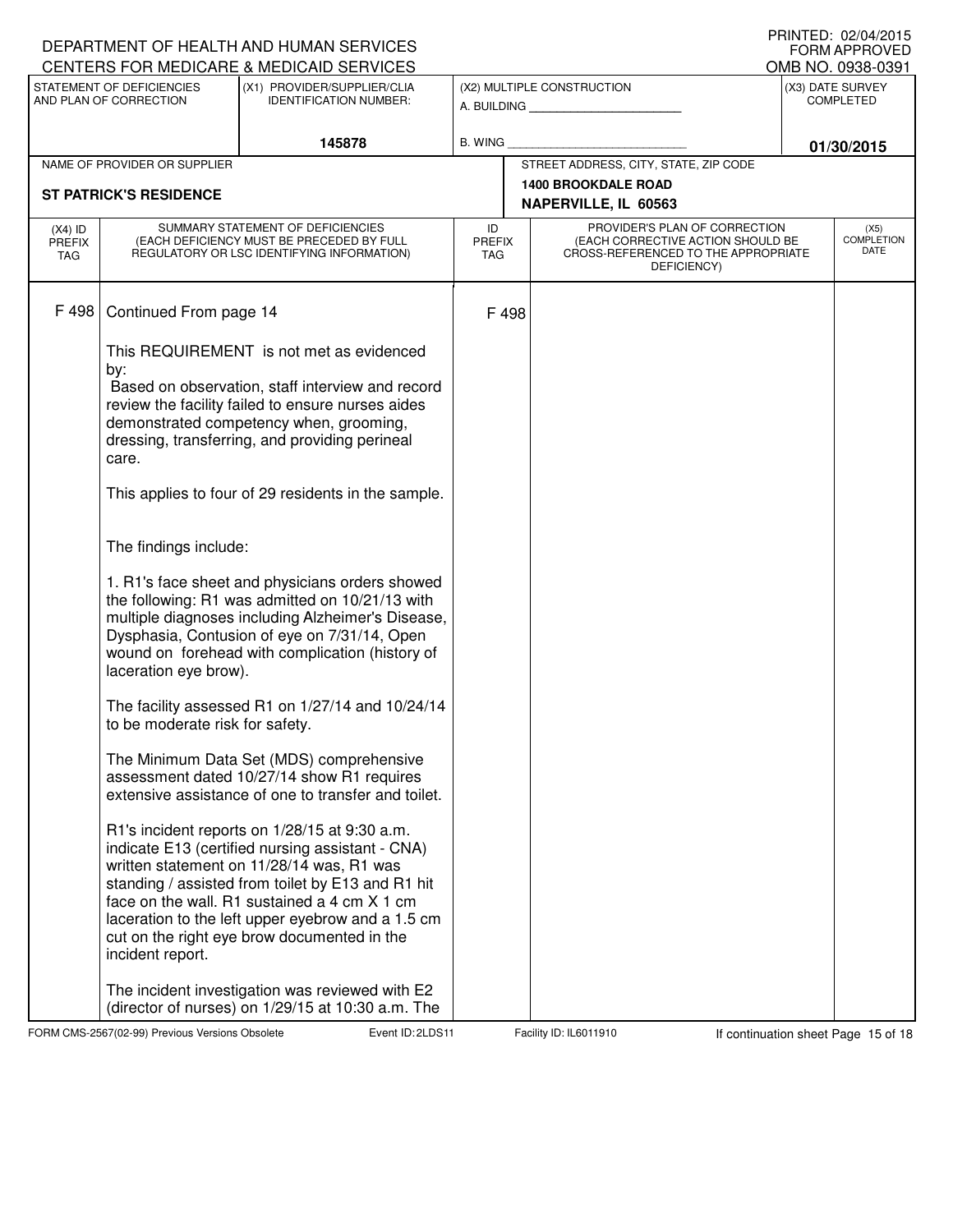DEPARTMENT OF HEALTH AND HUMAN SERVICES
CENTERS FOR MEDICARE & MEDICAID SERVICES

PRINTED: 02/04/2015
FORM APPROVED
OMB NO. 0938-0391

| STATEMENT OF DEFICIENCIES AND PLAN OF CORRECTION | (X1) PROVIDER/SUPPLIER/CLIA IDENTIFICATION NUMBER: | (X2) MULTIPLE CONSTRUCTION | (X3) DATE SURVEY COMPLETED |
|---|---|---|---|
| | 145878 | A. BUILDING ______ B. WING ______ | 01/30/2015 |

| NAME OF PROVIDER OR SUPPLIER | STREET ADDRESS, CITY, STATE, ZIP CODE |
|---|---|
| ST PATRICK'S RESIDENCE | 1400 BROOKDALE ROAD NAPERVILLE, IL 60563 |

| (X4) ID PREFIX TAG | SUMMARY STATEMENT OF DEFICIENCIES (EACH DEFICIENCY MUST BE PRECEDED BY FULL REGULATORY OR LSC IDENTIFYING INFORMATION) | ID PREFIX TAG | PROVIDER'S PLAN OF CORRECTION (EACH CORRECTIVE ACTION SHOULD BE CROSS-REFERENCED TO THE APPROPRIATE DEFICIENCY) | (X5) COMPLETION DATE |
|---|---|---|---|---|
| F 498 | Continued From page 14 | F 498 | | |

This REQUIREMENT is not met as evidenced by:
Based on observation, staff interview and record review the facility failed to ensure nurses aides demonstrated competency when, grooming, dressing, transferring, and providing perineal care.

This applies to four of 29 residents in the sample.

The findings include:

1. R1's face sheet and physicians orders showed the following: R1 was admitted on 10/21/13 with multiple diagnoses including Alzheimer's Disease, Dysphasia, Contusion of eye on 7/31/14, Open wound on forehead with complication (history of laceration eye brow).

The facility assessed R1 on 1/27/14 and 10/24/14 to be moderate risk for safety.

The Minimum Data Set (MDS) comprehensive assessment dated 10/27/14 show R1 requires extensive assistance of one to transfer and toilet.

R1's incident reports on 1/28/15 at 9:30 a.m. indicate E13 (certified nursing assistant - CNA) written statement on 11/28/14 was, R1 was standing / assisted from toilet by E13 and R1 hit face on the wall. R1 sustained a 4 cm X 1 cm laceration to the left upper eyebrow and a 1.5 cm cut on the right eye brow documented in the incident report.

The incident investigation was reviewed with E2 (director of nurses) on 1/29/15 at 10:30 a.m. The

FORM CMS-2567(02-99) Previous Versions Obsolete Event ID: 2LDS11 Facility ID: IL6011910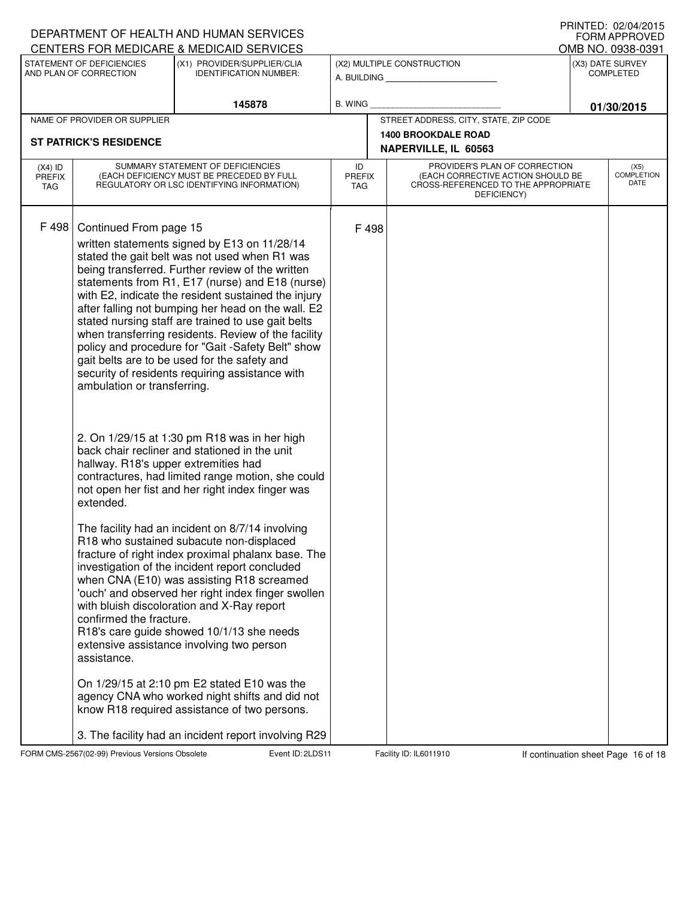DEPARTMENT OF HEALTH AND HUMAN SERVICES
CENTERS FOR MEDICARE & MEDICAID SERVICES

PRINTED: 02/04/2015
FORM APPROVED
OMB NO. 0938-0391

| STATEMENT OF DEFICIENCIES AND PLAN OF CORRECTION | (X1) PROVIDER/SUPPLIER/CLIA IDENTIFICATION NUMBER: | (X2) MULTIPLE CONSTRUCTION | (X3) DATE SURVEY COMPLETED |
|---|---|---|---|
| | 145878 | A. BUILDING _______ B. WING _______ | 01/30/2015 |

| NAME OF PROVIDER OR SUPPLIER | STREET ADDRESS, CITY, STATE, ZIP CODE |
|---|---|
| ST PATRICK'S RESIDENCE | 1400 BROOKDALE ROAD NAPERVILLE, IL 60563 |

| (X4) ID PREFIX TAG | SUMMARY STATEMENT OF DEFICIENCIES (EACH DEFICIENCY MUST BE PRECEDED BY FULL REGULATORY OR LSC IDENTIFYING INFORMATION) | ID PREFIX TAG | PROVIDER'S PLAN OF CORRECTION (EACH CORRECTIVE ACTION SHOULD BE CROSS-REFERENCED TO THE APPROPRIATE DEFICIENCY) | (X5) COMPLETION DATE |
|---|---|---|---|---|
| F 498 | Continued From page 15 | F 498 | | |

written statements signed by E13 on 11/28/14 stated the gait belt was not used when R1 was being transferred. Further review of the written statements from R1, E17 (nurse) and E18 (nurse) with E2, indicate the resident sustained the injury after falling not bumping her head on the wall. E2 stated nursing staff are trained to use gait belts when transferring residents. Review of the facility policy and procedure for "Gait -Safety Belt" show gait belts are to be used for the safety and security of residents requiring assistance with ambulation or transferring.

2. On 1/29/15 at 1:30 pm R18 was in her high back chair recliner and stationed in the unit hallway. R18's upper extremities had contractures, had limited range motion, she could not open her fist and her right index finger was extended.

The facility had an incident on 8/7/14 involving R18 who sustained subacute non-displaced fracture of right index proximal phalanx base. The investigation of the incident report concluded when CNA (E10) was assisting R18 screamed 'ouch' and observed her right index finger swollen with bluish discoloration and X-Ray report confirmed the fracture.
R18's care guide showed 10/1/13 she needs extensive assistance involving two person assistance.

On 1/29/15 at 2:10 pm E2 stated E10 was the agency CNA who worked night shifts and did not know R18 required assistance of two persons.

3. The facility had an incident report involving R29

FORM CMS-2567(02-99) Previous Versions Obsolete Event ID: 2LDS11 Facility ID: IL6011910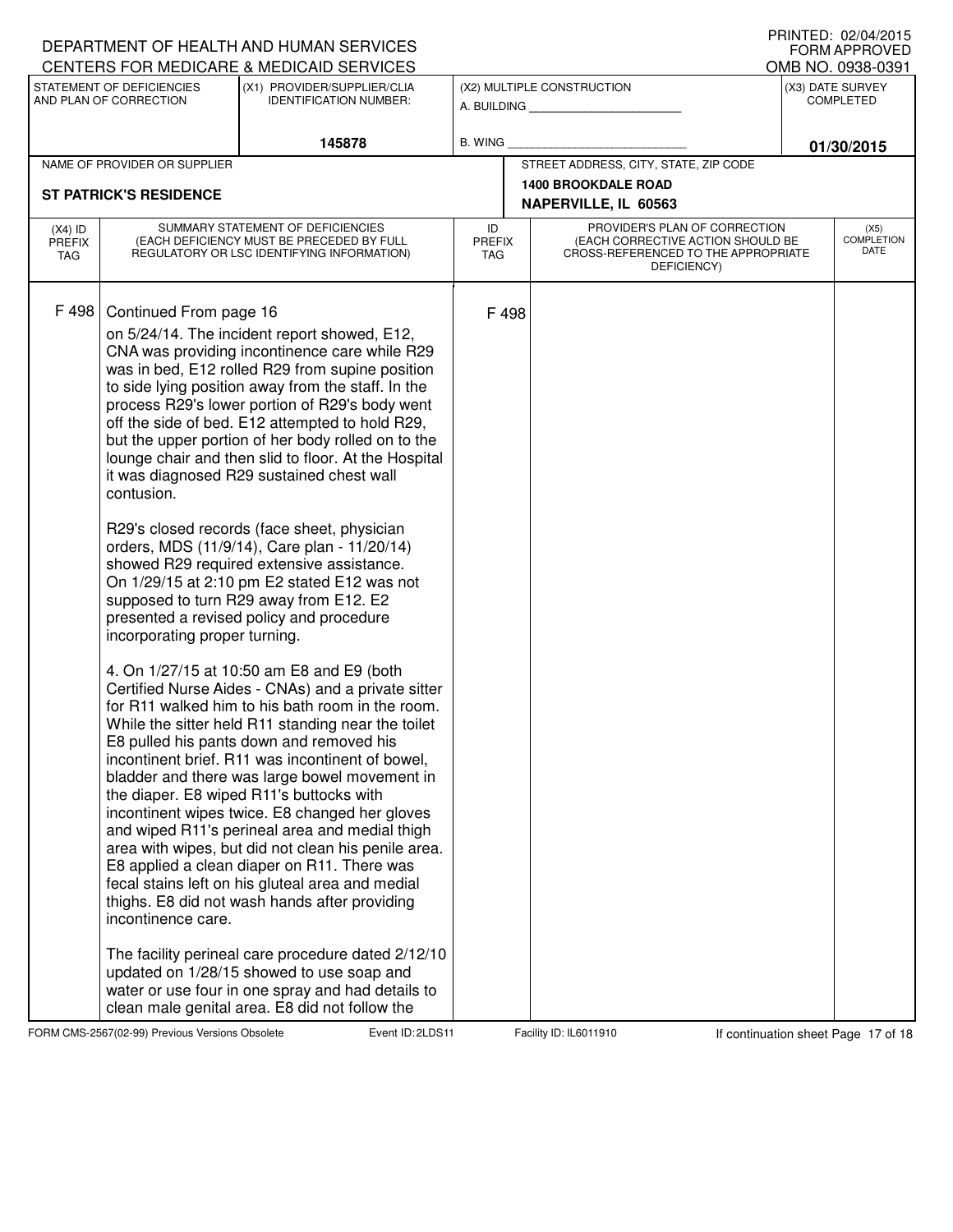DEPARTMENT OF HEALTH AND HUMAN SERVICES
CENTERS FOR MEDICARE & MEDICAID SERVICES

PRINTED: 02/04/2015
FORM APPROVED
OMB NO. 0938-0391

| STATEMENT OF DEFICIENCIES AND PLAN OF CORRECTION | (X1) PROVIDER/SUPPLIER/CLIA IDENTIFICATION NUMBER: | (X2) MULTIPLE CONSTRUCTION | (X3) DATE SURVEY COMPLETED |
|---|---|---|---|
| | 145878 | A. BUILDING ___ B. WING ___ | 01/30/2015 |

| NAME OF PROVIDER OR SUPPLIER | STREET ADDRESS, CITY, STATE, ZIP CODE |
|---|---|
| ST PATRICK'S RESIDENCE | 1400 BROOKDALE ROAD NAPERVILLE, IL 60563 |

| (X4) ID PREFIX TAG | SUMMARY STATEMENT OF DEFICIENCIES (EACH DEFICIENCY MUST BE PRECEDED BY FULL REGULATORY OR LSC IDENTIFYING INFORMATION) | ID PREFIX TAG | PROVIDER'S PLAN OF CORRECTION (EACH CORRECTIVE ACTION SHOULD BE CROSS-REFERENCED TO THE APPROPRIATE DEFICIENCY) | (X5) COMPLETION DATE |
|---|---|---|---|---|
| F 498 | Continued From page 16 | F 498 | | |

on 5/24/14. The incident report showed, E12, CNA was providing incontinence care while R29 was in bed, E12 rolled R29 from supine position to side lying position away from the staff. In the process R29's lower portion of R29's body went off the side of bed. E12 attempted to hold R29, but the upper portion of her body rolled on to the lounge chair and then slid to floor. At the Hospital it was diagnosed R29 sustained chest wall contusion.

R29's closed records (face sheet, physician orders, MDS (11/9/14), Care plan - 11/20/14) showed R29 required extensive assistance. On 1/29/15 at 2:10 pm E2 stated E12 was not supposed to turn R29 away from E12. E2 presented a revised policy and procedure incorporating proper turning.

4. On 1/27/15 at 10:50 am E8 and E9 (both Certified Nurse Aides - CNAs) and a private sitter for R11 walked him to his bath room in the room. While the sitter held R11 standing near the toilet E8 pulled his pants down and removed his incontinent brief. R11 was incontinent of bowel, bladder and there was large bowel movement in the diaper. E8 wiped R11's buttocks with incontinent wipes twice. E8 changed her gloves and wiped R11's perineal area and medial thigh area with wipes, but did not clean his penile area. E8 applied a clean diaper on R11. There was fecal stains left on his gluteal area and medial thighs. E8 did not wash hands after providing incontinence care.

The facility perineal care procedure dated 2/12/10 updated on 1/28/15 showed to use soap and water or use four in one spray and had details to clean male genital area. E8 did not follow the

FORM CMS-2567(02-99) Previous Versions Obsolete    Event ID: 2LDS11    Facility ID: IL6011910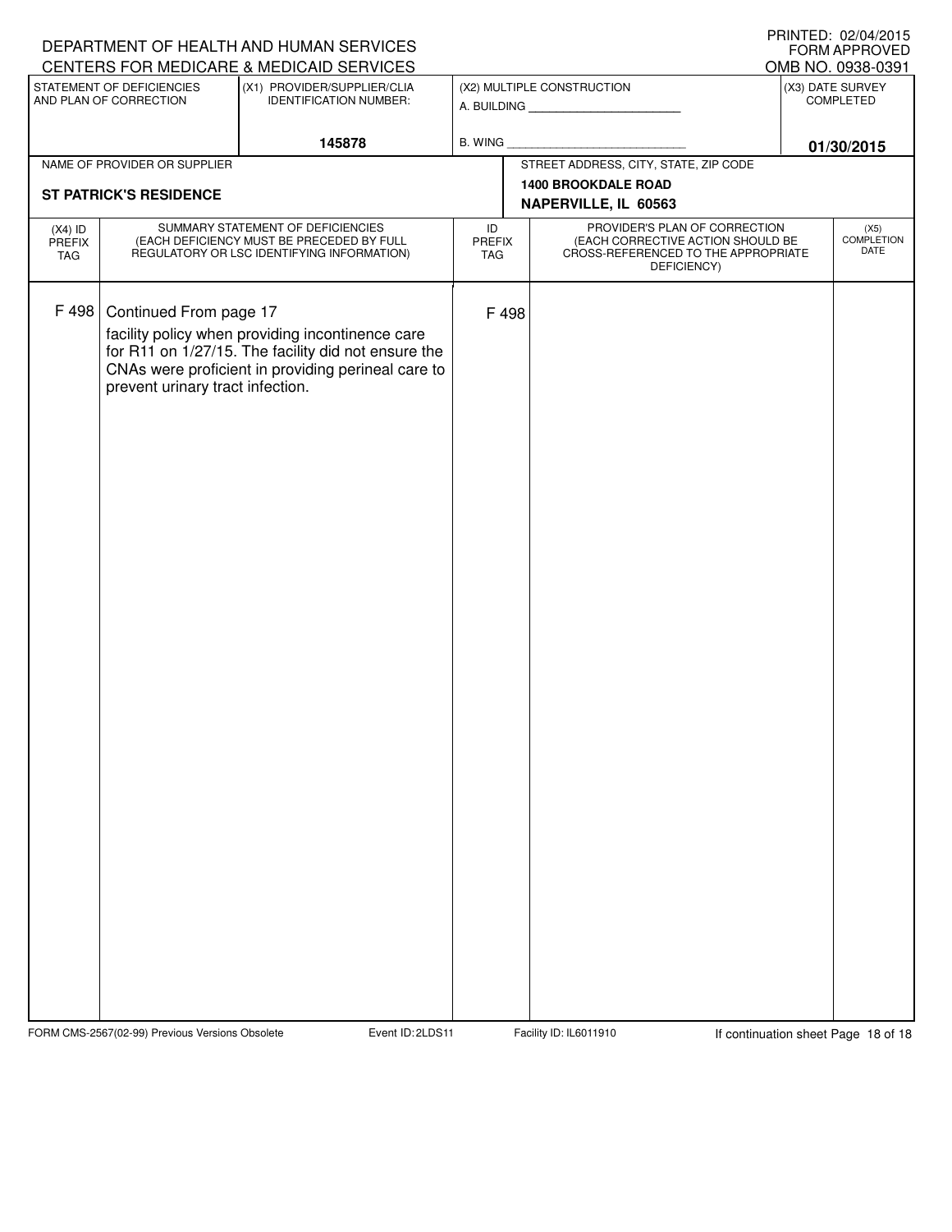DEPARTMENT OF HEALTH AND HUMAN SERVICES
CENTERS FOR MEDICARE & MEDICAID SERVICES

PRINTED: 02/04/2015
FORM APPROVED
OMB NO. 0938-0391

| STATEMENT OF DEFICIENCIES AND PLAN OF CORRECTION | (X1) PROVIDER/SUPPLIER/CLIA IDENTIFICATION NUMBER: | (X2) MULTIPLE CONSTRUCTION | (X3) DATE SURVEY COMPLETED |
|---|---|---|---|
| | 145878 | A. BUILDING ______ B. WING ______ | 01/30/2015 |

| NAME OF PROVIDER OR SUPPLIER | STREET ADDRESS, CITY, STATE, ZIP CODE |
|---|---|
| ST PATRICK'S RESIDENCE | 1400 BROOKDALE ROAD NAPERVILLE, IL 60563 |

| (X4) ID PREFIX TAG | SUMMARY STATEMENT OF DEFICIENCIES (EACH DEFICIENCY MUST BE PRECEDED BY FULL REGULATORY OR LSC IDENTIFYING INFORMATION) | ID PREFIX TAG | PROVIDER'S PLAN OF CORRECTION (EACH CORRECTIVE ACTION SHOULD BE CROSS-REFERENCED TO THE APPROPRIATE DEFICIENCY) | (X5) COMPLETION DATE |
|---|---|---|---|---|
| F 498 | Continued From page 17 facility policy when providing incontinence care for R11 on 1/27/15. The facility did not ensure the CNAs were proficient in providing perineal care to prevent urinary tract infection. | F 498 | | |

FORM CMS-2567(02-99) Previous Versions Obsolete Event ID: 2LDS11 Facility ID: IL6011910